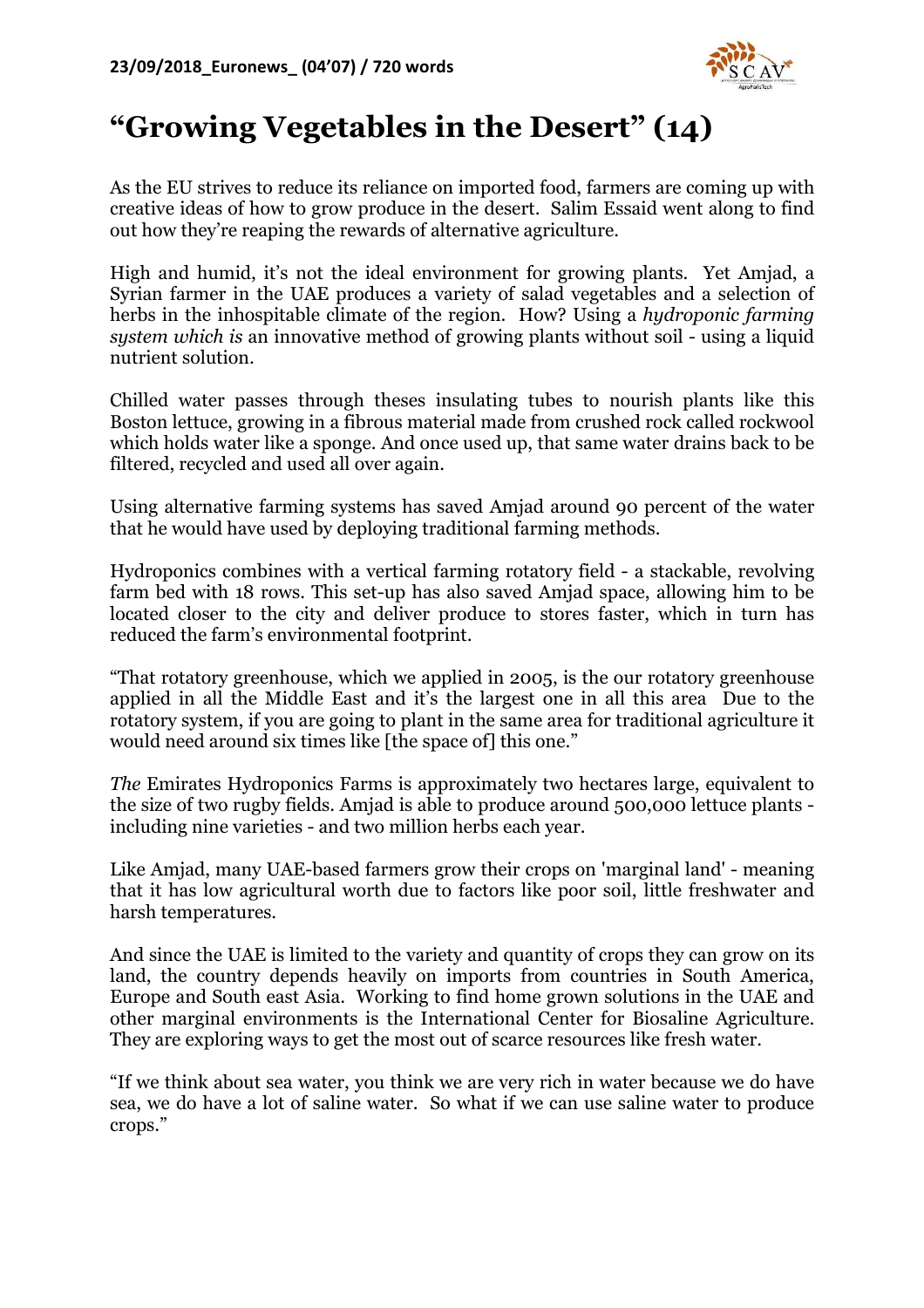**23/09/2018_Euronews_ (04'07) / 720 words**

# "Growing Vegetables in the Desert" (14)

As the EU strives to reduce its reliance on imported food, farmers are coming up with creative ideas of how to grow produce in the desert. Salim Essaid went along to find out how they're reaping the rewards of alternative agriculture.

High and humid, it's not the ideal environment for growing plants. Yet Amjad, a Syrian farmer in the UAE produces a variety of salad vegetables and a selection of herbs in the inhospitable climate of the region. How? Using a *hydroponic farming system which is* an innovative method of growing plants without soil - using a liquid nutrient solution.

Chilled water passes through theses insulating tubes to nourish plants like this Boston lettuce, growing in a fibrous material made from crushed rock called rockwool which holds water like a sponge. And once used up, that same water drains back to be filtered, recycled and used all over again.

Using alternative farming systems has saved Amjad around 90 percent of the water that he would have used by deploying traditional farming methods.

Hydroponics combines with a vertical farming rotatory field - a stackable, revolving farm bed with 18 rows. This set-up has also saved Amjad space, allowing him to be located closer to the city and deliver produce to stores faster, which in turn has reduced the farm's environmental footprint.

"That rotatory greenhouse, which we applied in 2005, is the our rotatory greenhouse applied in all the Middle East and it's the largest one in all this area Due to the rotatory system, if you are going to plant in the same area for traditional agriculture it would need around six times like [the space of] this one."

*The* Emirates Hydroponics Farms is approximately two hectares large, equivalent to the size of two rugby fields. Amjad is able to produce around 500,000 lettuce plants - including nine varieties - and two million herbs each year.

Like Amjad, many UAE-based farmers grow their crops on 'marginal land' - meaning that it has low agricultural worth due to factors like poor soil, little freshwater and harsh temperatures.

And since the UAE is limited to the variety and quantity of crops they can grow on its land, the country depends heavily on imports from countries in South America, Europe and South east Asia. Working to find home grown solutions in the UAE and other marginal environments is the International Center for Biosaline Agriculture. They are exploring ways to get the most out of scarce resources like fresh water.

"If we think about sea water, you think we are very rich in water because we do have sea, we do have a lot of saline water. So what if we can use saline water to produce crops."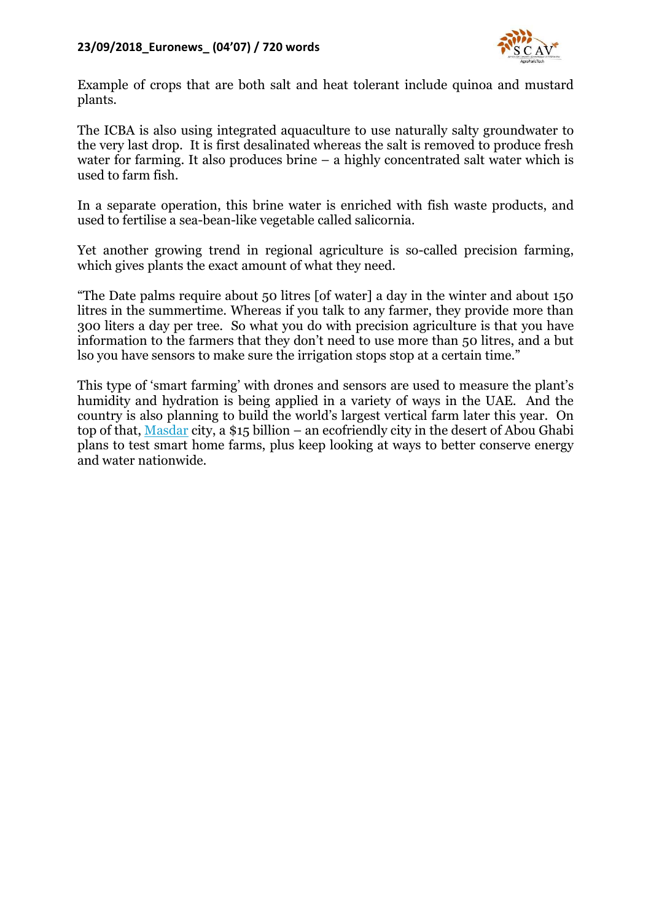Example of crops that are both salt and heat tolerant include quinoa and mustard plants.

The ICBA is also using integrated aquaculture to use naturally salty groundwater to the very last drop. It is first desalinated whereas the salt is removed to produce fresh water for farming. It also produces brine – a highly concentrated salt water which is used to farm fish.

In a separate operation, this brine water is enriched with fish waste products, and used to fertilise a sea-bean-like vegetable called salicornia.

Yet another growing trend in regional agriculture is so-called precision farming, which gives plants the exact amount of what they need.

"The Date palms require about 50 litres [of water] a day in the winter and about 150 litres in the summertime. Whereas if you talk to any farmer, they provide more than 300 liters a day per tree. So what you do with precision agriculture is that you have information to the farmers that they don't need to use more than 50 litres, and a but lso you have sensors to make sure the irrigation stops stop at a certain time."

This type of 'smart farming' with drones and sensors are used to measure the plant's humidity and hydration is being applied in a variety of ways in the UAE. And the country is also planning to build the world's largest vertical farm later this year. On top of that, Masdar city, a $15 billion – an ecofriendly city in the desert of Abou Ghabi plans to test smart home farms, plus keep looking at ways to better conserve energy and water nationwide.